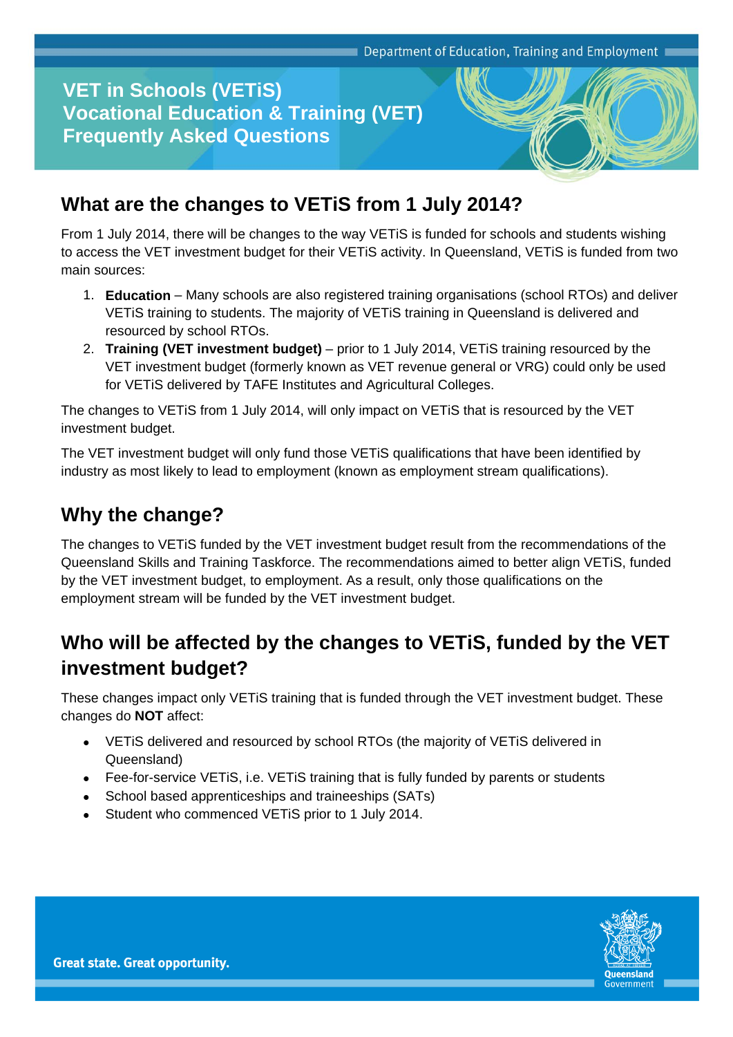# VET in Schools (VETiS) Vocational Education & Training (VET) Frequently Asked Questions

## What are the changes to VETiS from 1 July 2014?

From 1 July 2014, there will be changes to the way VETiS is funded for schools and students wishing to access the VET investment budget for their VETiS activity. In Queensland, VETiS is funded from two main sources:

1. **Education** – Many schools are also registered training organisations (school RTOs) and deliver VETiS training to students. The majority of VETiS training in Queensland is delivered and resourced by school RTOs.
2. **Training (VET investment budget)** – prior to 1 July 2014, VETiS training resourced by the VET investment budget (formerly known as VET revenue general or VRG) could only be used for VETiS delivered by TAFE Institutes and Agricultural Colleges.

The changes to VETiS from 1 July 2014, will only impact on VETiS that is resourced by the VET investment budget.

The VET investment budget will only fund those VETiS qualifications that have been identified by industry as most likely to lead to employment (known as employment stream qualifications).

## Why the change?

The changes to VETiS funded by the VET investment budget result from the recommendations of the Queensland Skills and Training Taskforce. The recommendations aimed to better align VETiS, funded by the VET investment budget, to employment. As a result, only those qualifications on the employment stream will be funded by the VET investment budget.

## Who will be affected by the changes to VETiS, funded by the VET investment budget?

These changes impact only VETiS training that is funded through the VET investment budget. These changes do **NOT** affect:

- VETiS delivered and resourced by school RTOs (the majority of VETiS delivered in Queensland)
- Fee-for-service VETiS, i.e. VETiS training that is fully funded by parents or students
- School based apprenticeships and traineeships (SATs)
- Student who commenced VETiS prior to 1 July 2014.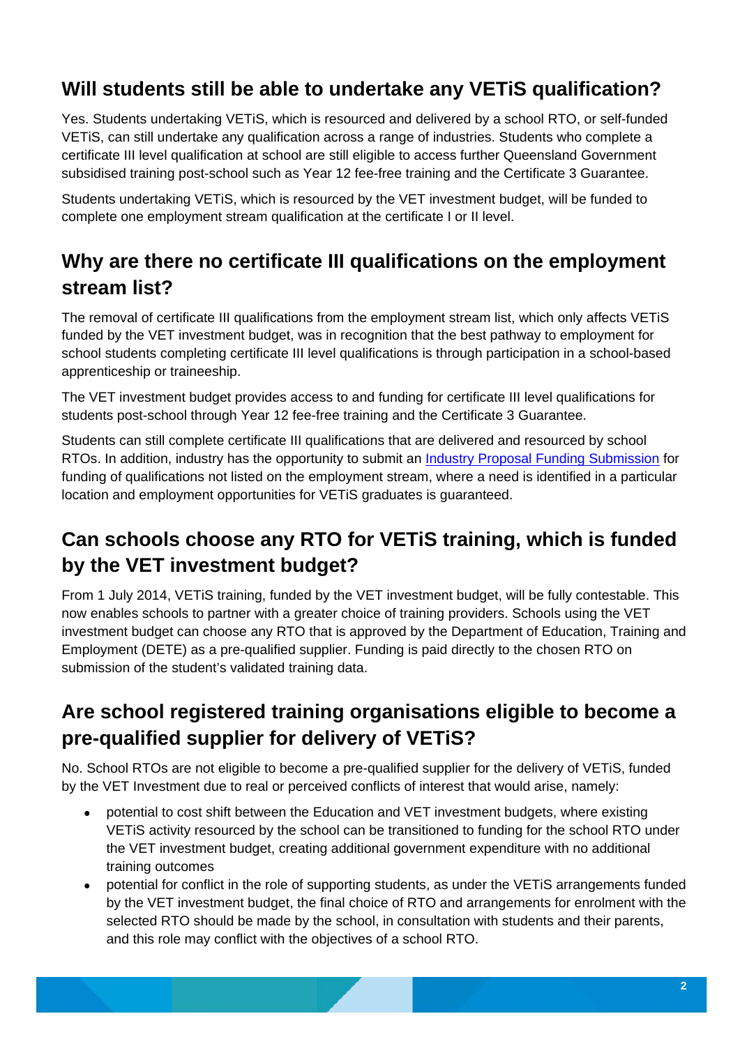## Will students still be able to undertake any VETiS qualification?

Yes. Students undertaking VETiS, which is resourced and delivered by a school RTO, or self-funded VETiS, can still undertake any qualification across a range of industries. Students who complete a certificate III level qualification at school are still eligible to access further Queensland Government subsidised training post-school such as Year 12 fee-free training and the Certificate 3 Guarantee.

Students undertaking VETiS, which is resourced by the VET investment budget, will be funded to complete one employment stream qualification at the certificate I or II level.

## Why are there no certificate III qualifications on the employment stream list?

The removal of certificate III qualifications from the employment stream list, which only affects VETiS funded by the VET investment budget, was in recognition that the best pathway to employment for school students completing certificate III level qualifications is through participation in a school-based apprenticeship or traineeship.

The VET investment budget provides access to and funding for certificate III level qualifications for students post-school through Year 12 fee-free training and the Certificate 3 Guarantee.

Students can still complete certificate III qualifications that are delivered and resourced by school RTOs. In addition, industry has the opportunity to submit an Industry Proposal Funding Submission for funding of qualifications not listed on the employment stream, where a need is identified in a particular location and employment opportunities for VETiS graduates is guaranteed.

## Can schools choose any RTO for VETiS training, which is funded by the VET investment budget?

From 1 July 2014, VETiS training, funded by the VET investment budget, will be fully contestable. This now enables schools to partner with a greater choice of training providers. Schools using the VET investment budget can choose any RTO that is approved by the Department of Education, Training and Employment (DETE) as a pre-qualified supplier. Funding is paid directly to the chosen RTO on submission of the student's validated training data.

## Are school registered training organisations eligible to become a pre-qualified supplier for delivery of VETiS?

No. School RTOs are not eligible to become a pre-qualified supplier for the delivery of VETiS, funded by the VET Investment due to real or perceived conflicts of interest that would arise, namely:

- potential to cost shift between the Education and VET investment budgets, where existing VETiS activity resourced by the school can be transitioned to funding for the school RTO under the VET investment budget, creating additional government expenditure with no additional training outcomes
- potential for conflict in the role of supporting students, as under the VETiS arrangements funded by the VET investment budget, the final choice of RTO and arrangements for enrolment with the selected RTO should be made by the school, in consultation with students and their parents, and this role may conflict with the objectives of a school RTO.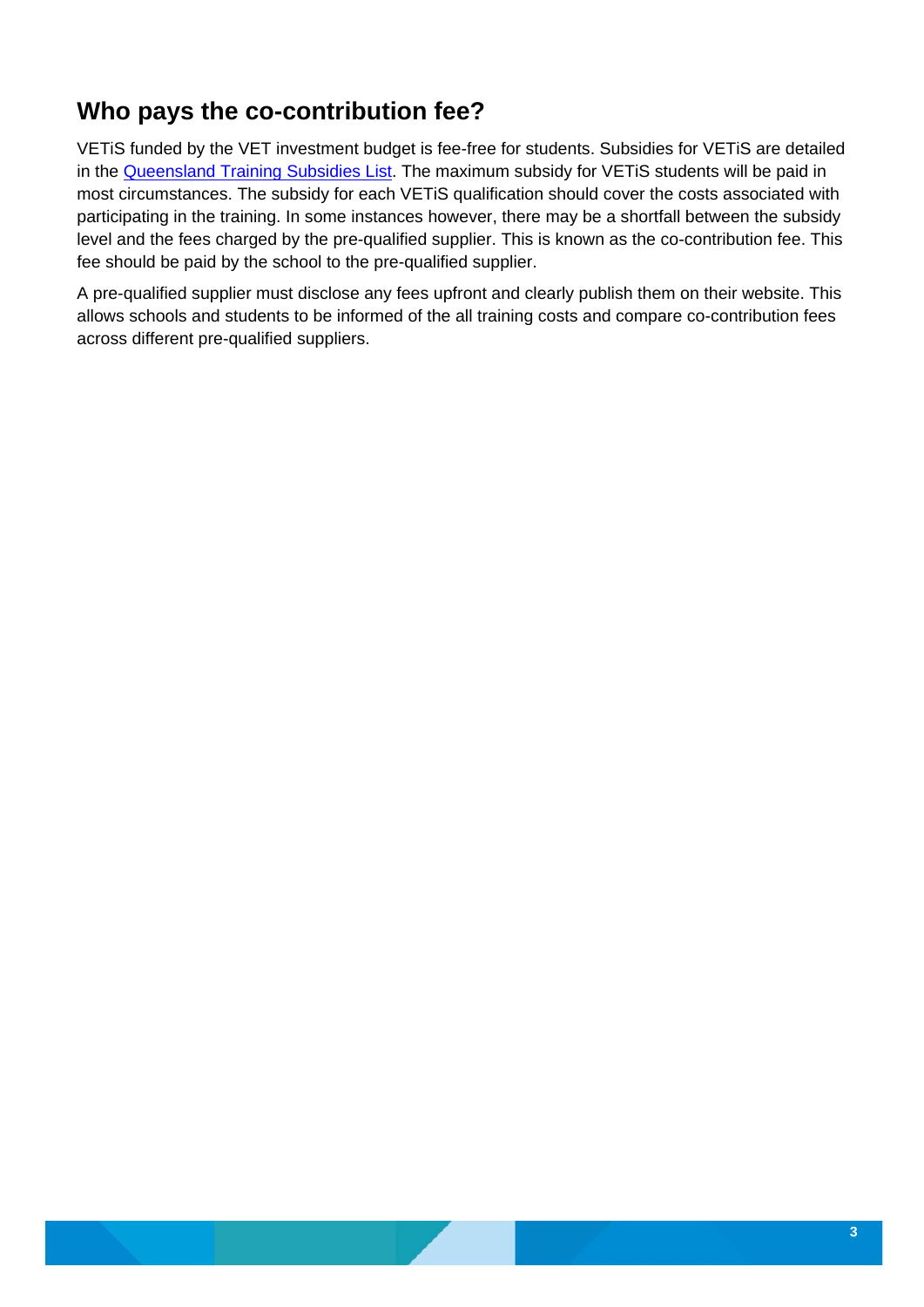## Who pays the co-contribution fee?

VETiS funded by the VET investment budget is fee-free for students. Subsidies for VETiS are detailed in the Queensland Training Subsidies List. The maximum subsidy for VETiS students will be paid in most circumstances. The subsidy for each VETiS qualification should cover the costs associated with participating in the training. In some instances however, there may be a shortfall between the subsidy level and the fees charged by the pre-qualified supplier. This is known as the co-contribution fee. This fee should be paid by the school to the pre-qualified supplier.

A pre-qualified supplier must disclose any fees upfront and clearly publish them on their website. This allows schools and students to be informed of the all training costs and compare co-contribution fees across different pre-qualified suppliers.